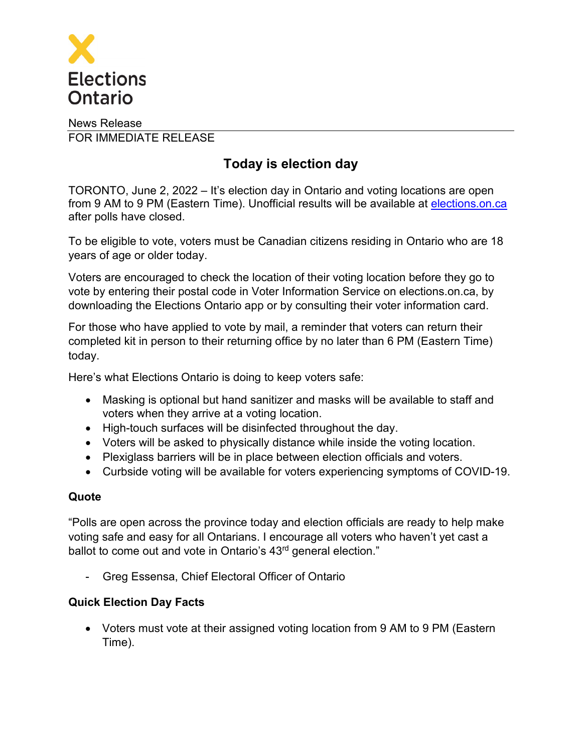Elections Ontario

News Release
FOR IMMEDIATE RELEASE

# Today is election day

TORONTO, June 2, 2022 – It's election day in Ontario and voting locations are open from 9 AM to 9 PM (Eastern Time). Unofficial results will be available at [elections.on.ca](elections.on.ca) after polls have closed.

To be eligible to vote, voters must be Canadian citizens residing in Ontario who are 18 years of age or older today.

Voters are encouraged to check the location of their voting location before they go to vote by entering their postal code in Voter Information Service on elections.on.ca, by downloading the Elections Ontario app or by consulting their voter information card.

For those who have applied to vote by mail, a reminder that voters can return their completed kit in person to their returning office by no later than 6 PM (Eastern Time) today.

Here's what Elections Ontario is doing to keep voters safe:

- Masking is optional but hand sanitizer and masks will be available to staff and voters when they arrive at a voting location.
- High-touch surfaces will be disinfected throughout the day.
- Voters will be asked to physically distance while inside the voting location.
- Plexiglass barriers will be in place between election officials and voters.
- Curbside voting will be available for voters experiencing symptoms of COVID-19.

**Quote**

"Polls are open across the province today and election officials are ready to help make voting safe and easy for all Ontarians. I encourage all voters who haven't yet cast a ballot to come out and vote in Ontario's 43rd general election."

- Greg Essensa, Chief Electoral Officer of Ontario

**Quick Election Day Facts**

- Voters must vote at their assigned voting location from 9 AM to 9 PM (Eastern Time).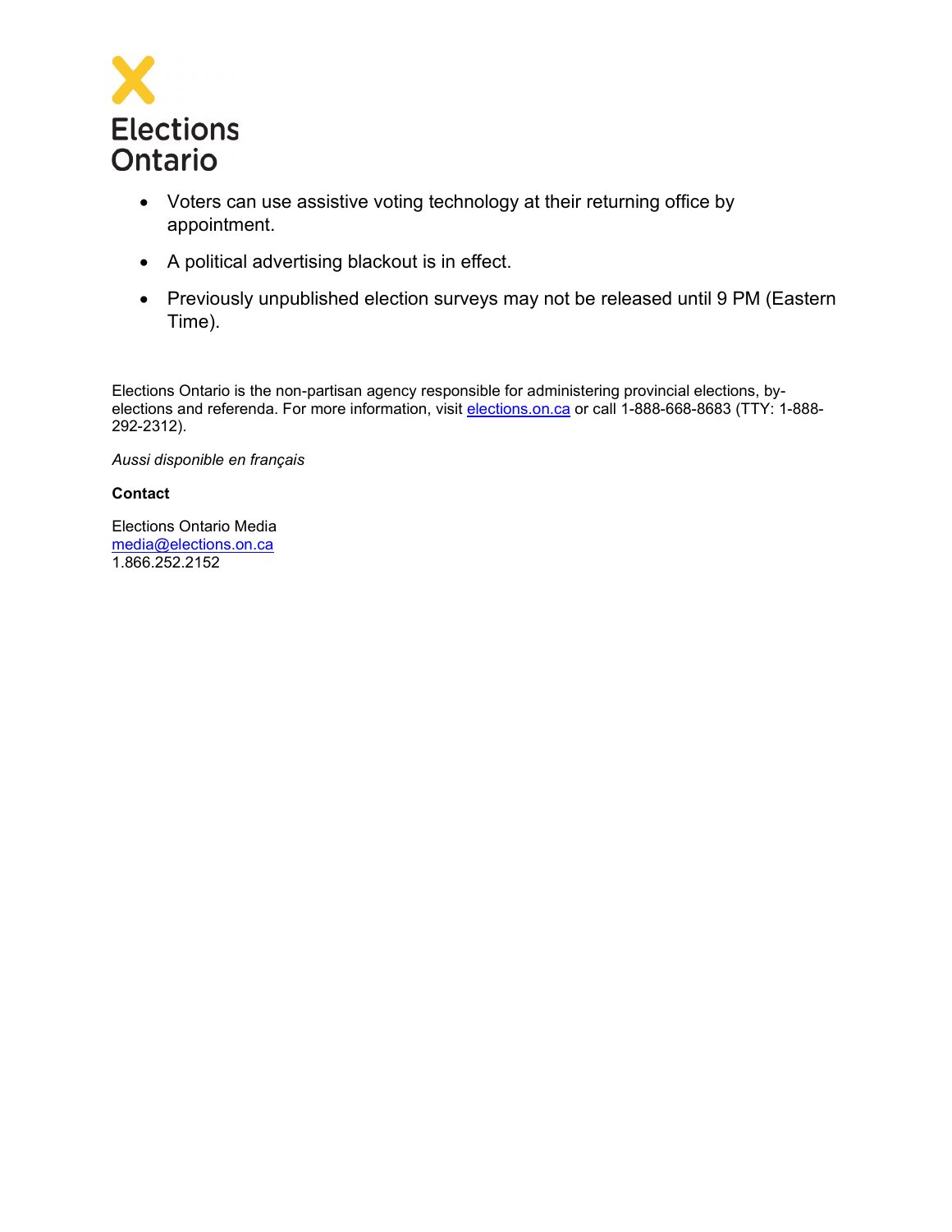- Voters can use assistive voting technology at their returning office by appointment.
- A political advertising blackout is in effect.
- Previously unpublished election surveys may not be released until 9 PM (Eastern Time).

Elections Ontario is the non-partisan agency responsible for administering provincial elections, by-elections and referenda. For more information, visit [elections.on.ca](http://elections.on.ca) or call 1-888-668-8683 (TTY: 1-888-292-2312).

*Aussi disponible en français*

**Contact**

Elections Ontario Media
[media@elections.on.ca](mailto:media@elections.on.ca)
1.866.252.2152